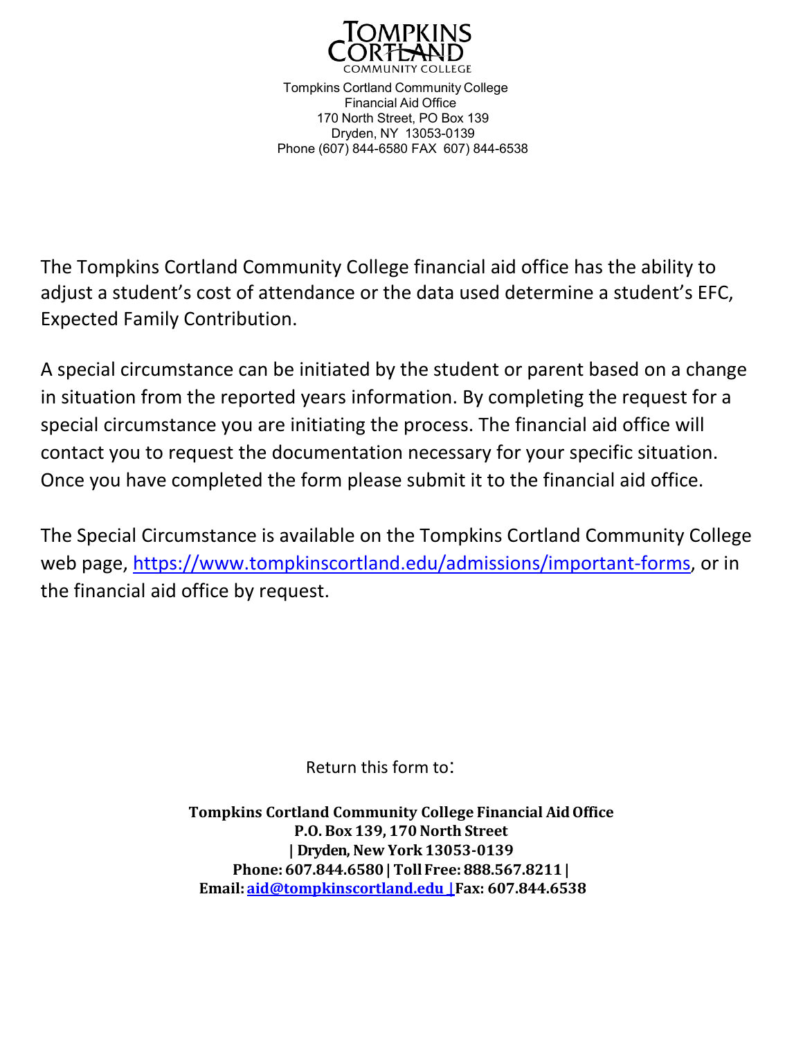**TOMPKINS CORTLAND**
COMMUNITY COLLEGE

Tompkins Cortland Community College
Financial Aid Office
170 North Street, PO Box 139
Dryden, NY 13053-0139
Phone (607) 844-6580 FAX 607) 844-6538

The Tompkins Cortland Community College financial aid office has the ability to adjust a student's cost of attendance or the data used determine a student's EFC, Expected Family Contribution.

A special circumstance can be initiated by the student or parent based on a change in situation from the reported years information. By completing the request for a special circumstance you are initiating the process. The financial aid office will contact you to request the documentation necessary for your specific situation. Once you have completed the form please submit it to the financial aid office.

The Special Circumstance is available on the Tompkins Cortland Community College web page, https://www.tompkinscortland.edu/admissions/important-forms, or in the financial aid office by request.

Return this form to:

**Tompkins Cortland Community College Financial Aid Office**
**P.O. Box 139, 170 North Street**
**| Dryden, New York 13053-0139**
**Phone: 607.844.6580 | Toll Free: 888.567.8211 |**
**Email: aid@tompkinscortland.edu |Fax: 607.844.6538**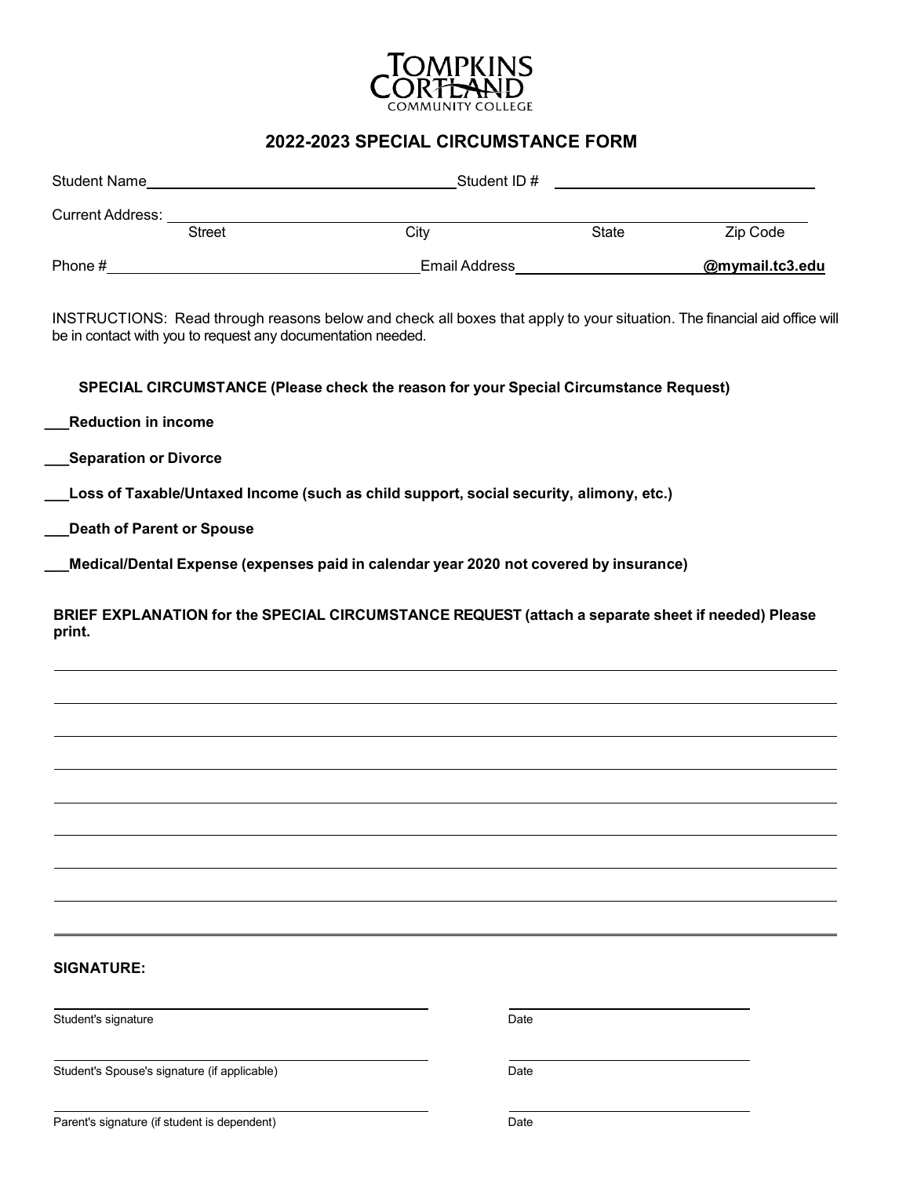TOMPKINS CORTLAND COMMUNITY COLLEGE

## 2022-2023 SPECIAL CIRCUMSTANCE FORM

Student Name_____________________________________ Student ID # _______________________________

Current Address: ___________________________________________________________________________
Street                                   City                              State                    Zip Code

Phone # ____________________________________ Email Address ______________________ **@mymail.tc3.edu**

INSTRUCTIONS: Read through reasons below and check all boxes that apply to your situation. The financial aid office will be in contact with you to request any documentation needed.

**SPECIAL CIRCUMSTANCE (Please check the reason for your Special Circumstance Request)**

___**Reduction in income**

___**Separation or Divorce**

___**Loss of Taxable/Untaxed Income (such as child support, social security, alimony, etc.)**

___**Death of Parent or Spouse**

___**Medical/Dental Expense (expenses paid in calendar year 2020 not covered by insurance)**

**BRIEF EXPLANATION for the SPECIAL CIRCUMSTANCE REQUEST (attach a separate sheet if needed) Please print.**

___________________________________________________________________________

___________________________________________________________________________

___________________________________________________________________________

___________________________________________________________________________

___________________________________________________________________________

___________________________________________________________________________

___________________________________________________________________________

___________________________________________________________________________

**SIGNATURE:**

_____________________________________ _______________________
Student's signature                                                                 Date

_____________________________________ _______________________
Student's Spouse's signature (if applicable)                                 Date

_____________________________________ _______________________
Parent's signature (if student is dependent)                                 Date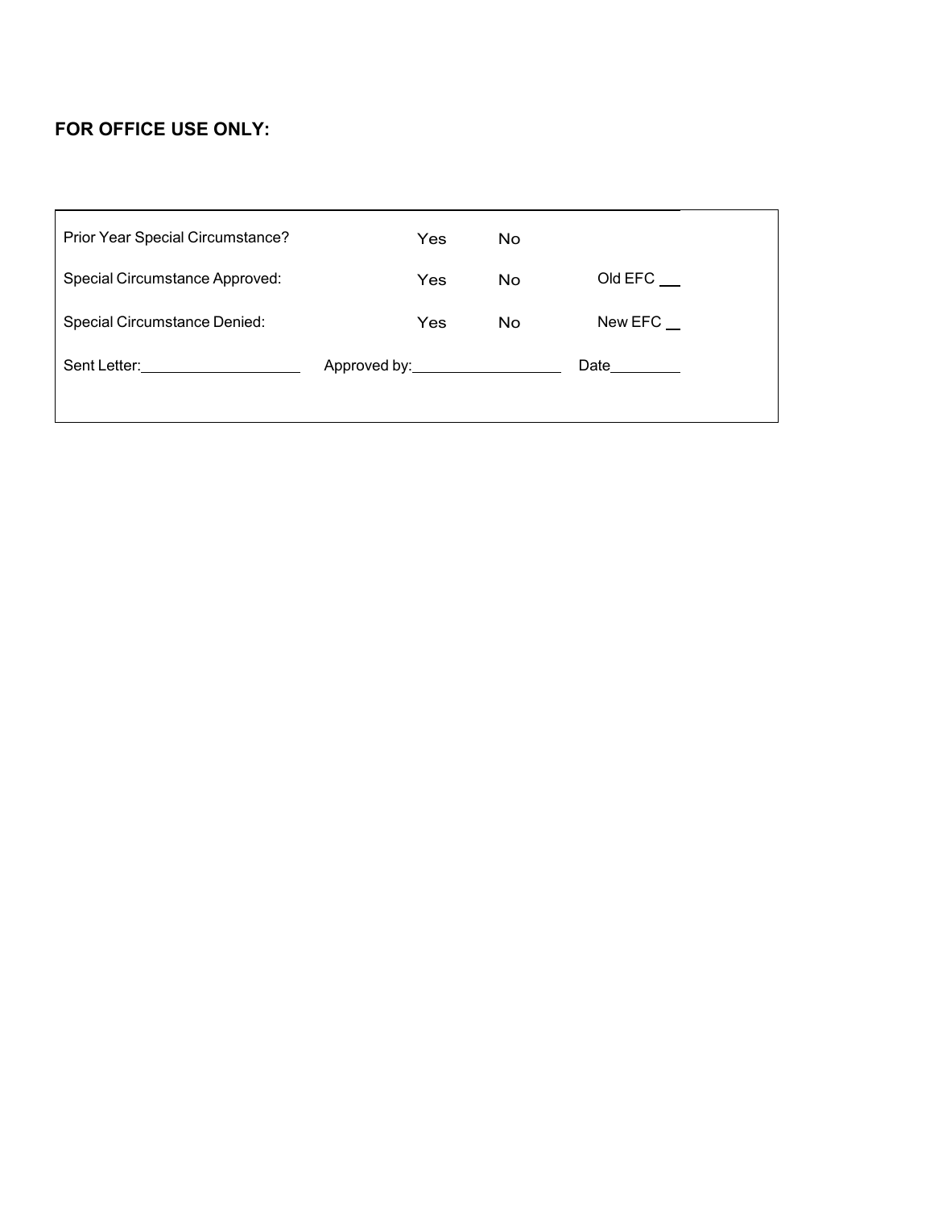**FOR OFFICE USE ONLY:**

| | | | |
|---|---|---|---|
| Prior Year Special Circumstance? | Yes | No | |
| Special Circumstance Approved: | Yes | No | Old EFC ___ |
| Special Circumstance Denied: | Yes | No | New EFC ___ |
| Sent Letter:___________________ | Approved by:_________________ | | Date________ |